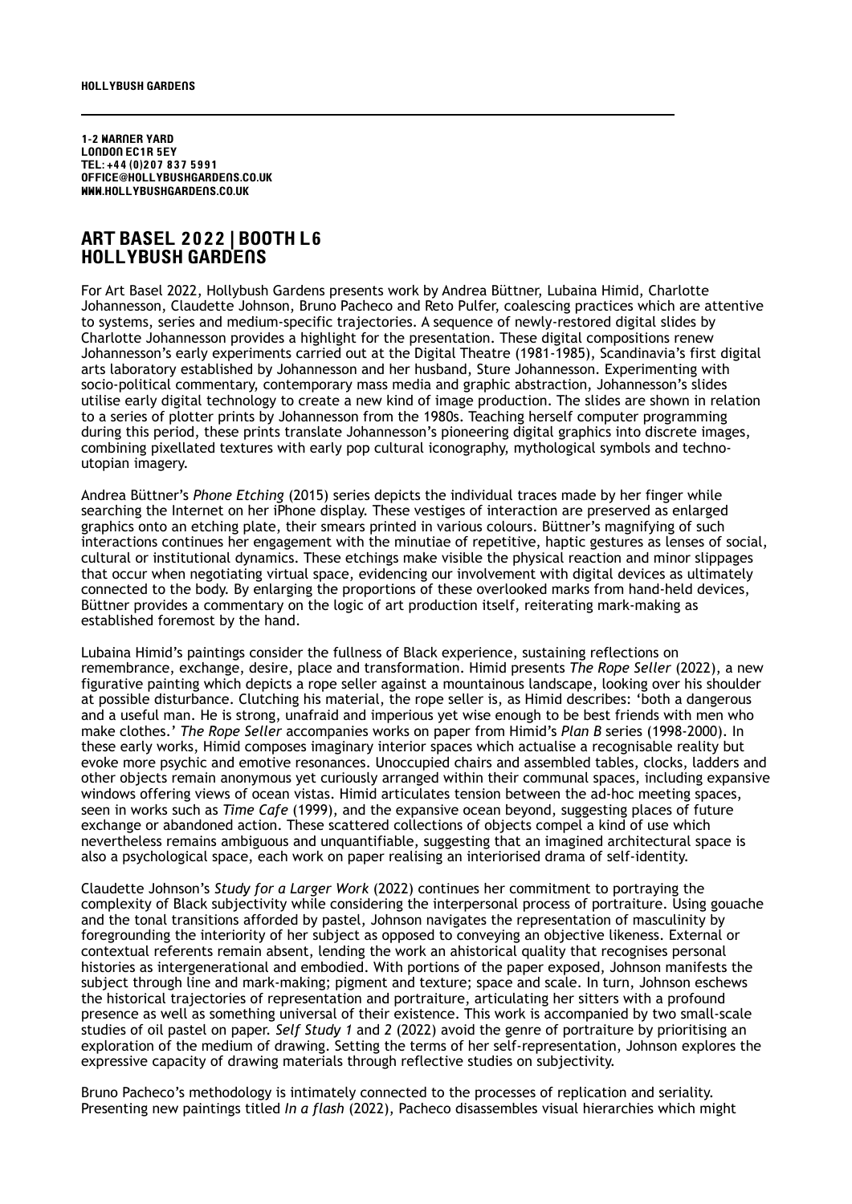HOLLYBUSH GARDENS

1-2 WARNER YARD
LONDON EC1R 5EY
TEL: +44 (0)207 837 5991
OFFICE@HOLLYBUSHGARDENS.CO.UK
WWW.HOLLYBUSHGARDENS.CO.UK

# ART BASEL 2022 | BOOTH L6
# HOLLYBUSH GARDENS

For Art Basel 2022, Hollybush Gardens presents work by Andrea Büttner, Lubaina Himid, Charlotte Johannesson, Claudette Johnson, Bruno Pacheco and Reto Pulfer, coalescing practices which are attentive to systems, series and medium-specific trajectories. A sequence of newly-restored digital slides by Charlotte Johannesson provides a highlight for the presentation. These digital compositions renew Johannesson's early experiments carried out at the Digital Theatre (1981-1985), Scandinavia's first digital arts laboratory established by Johannesson and her husband, Sture Johannesson. Experimenting with socio-political commentary, contemporary mass media and graphic abstraction, Johannesson's slides utilise early digital technology to create a new kind of image production. The slides are shown in relation to a series of plotter prints by Johannesson from the 1980s. Teaching herself computer programming during this period, these prints translate Johannesson's pioneering digital graphics into discrete images, combining pixellated textures with early pop cultural iconography, mythological symbols and techno-utopian imagery.

Andrea Büttner's *Phone Etching* (2015) series depicts the individual traces made by her finger while searching the Internet on her iPhone display. These vestiges of interaction are preserved as enlarged graphics onto an etching plate, their smears printed in various colours. Büttner's magnifying of such interactions continues her engagement with the minutiae of repetitive, haptic gestures as lenses of social, cultural or institutional dynamics. These etchings make visible the physical reaction and minor slippages that occur when negotiating virtual space, evidencing our involvement with digital devices as ultimately connected to the body. By enlarging the proportions of these overlooked marks from hand-held devices, Büttner provides a commentary on the logic of art production itself, reiterating mark-making as established foremost by the hand.

Lubaina Himid's paintings consider the fullness of Black experience, sustaining reflections on remembrance, exchange, desire, place and transformation. Himid presents *The Rope Seller* (2022), a new figurative painting which depicts a rope seller against a mountainous landscape, looking over his shoulder at possible disturbance. Clutching his material, the rope seller is, as Himid describes: 'both a dangerous and a useful man. He is strong, unafraid and imperious yet wise enough to be best friends with men who make clothes.' *The Rope Seller* accompanies works on paper from Himid's *Plan B* series (1998-2000). In these early works, Himid composes imaginary interior spaces which actualise a recognisable reality but evoke more psychic and emotive resonances. Unoccupied chairs and assembled tables, clocks, ladders and other objects remain anonymous yet curiously arranged within their communal spaces, including expansive windows offering views of ocean vistas. Himid articulates tension between the ad-hoc meeting spaces, seen in works such as *Time Cafe* (1999), and the expansive ocean beyond, suggesting places of future exchange or abandoned action. These scattered collections of objects compel a kind of use which nevertheless remains ambiguous and unquantifiable, suggesting that an imagined architectural space is also a psychological space, each work on paper realising an interiorised drama of self-identity.

Claudette Johnson's *Study for a Larger Work* (2022) continues her commitment to portraying the complexity of Black subjectivity while considering the interpersonal process of portraiture. Using gouache and the tonal transitions afforded by pastel, Johnson navigates the representation of masculinity by foregrounding the interiority of her subject as opposed to conveying an objective likeness. External or contextual referents remain absent, lending the work an ahistorical quality that recognises personal histories as intergenerational and embodied. With portions of the paper exposed, Johnson manifests the subject through line and mark-making; pigment and texture; space and scale. In turn, Johnson eschews the historical trajectories of representation and portraiture, articulating her sitters with a profound presence as well as something universal of their existence. This work is accompanied by two small-scale studies of oil pastel on paper. *Self Study 1* and *2* (2022) avoid the genre of portraiture by prioritising an exploration of the medium of drawing. Setting the terms of her self-representation, Johnson explores the expressive capacity of drawing materials through reflective studies on subjectivity.

Bruno Pacheco's methodology is intimately connected to the processes of replication and seriality. Presenting new paintings titled *In a flash* (2022), Pacheco disassembles visual hierarchies which might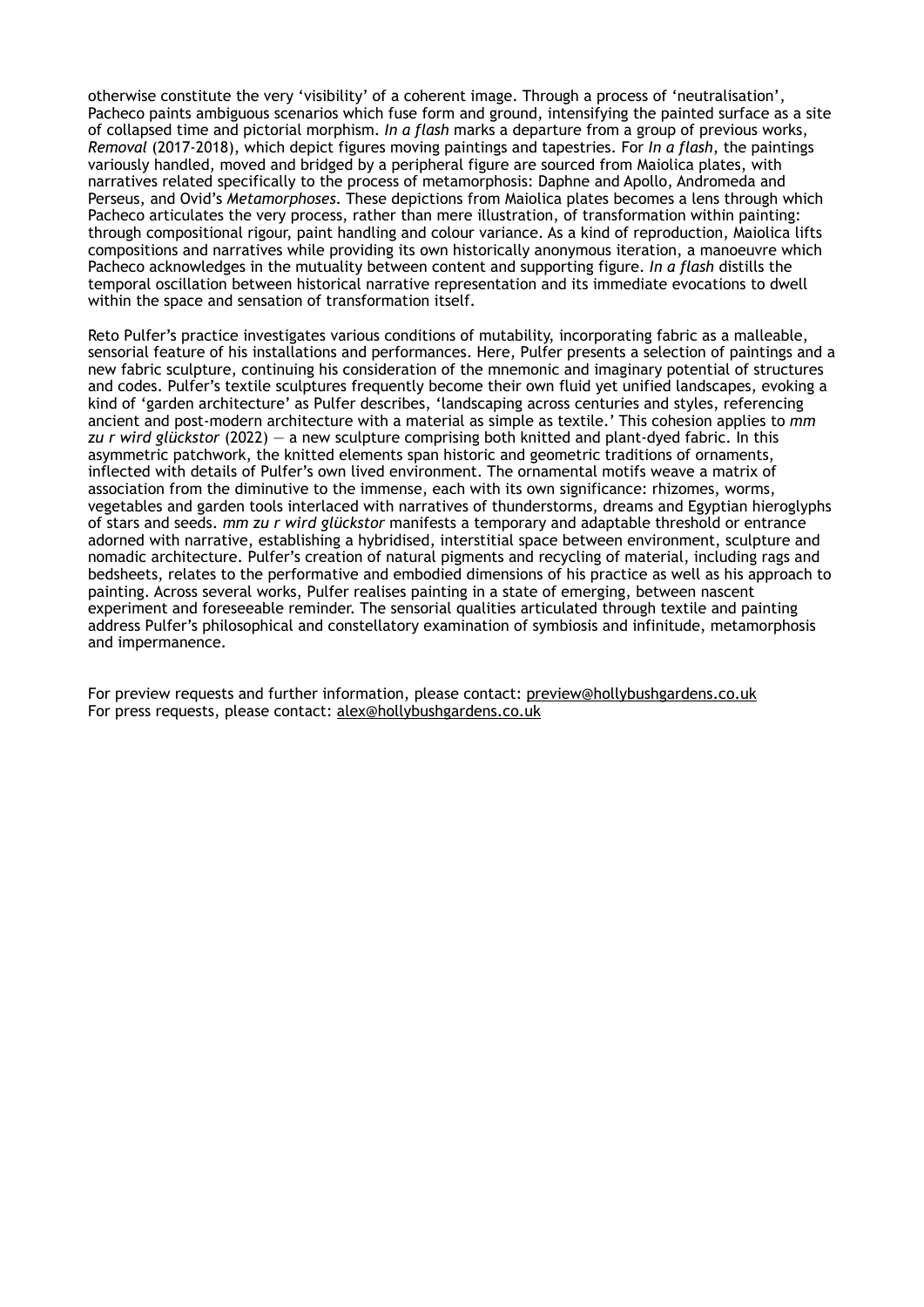otherwise constitute the very 'visibility' of a coherent image. Through a process of 'neutralisation', Pacheco paints ambiguous scenarios which fuse form and ground, intensifying the painted surface as a site of collapsed time and pictorial morphism. *In a flash* marks a departure from a group of previous works, *Removal* (2017-2018), which depict figures moving paintings and tapestries. For *In a flash*, the paintings variously handled, moved and bridged by a peripheral figure are sourced from Maiolica plates, with narratives related specifically to the process of metamorphosis: Daphne and Apollo, Andromeda and Perseus, and Ovid's *Metamorphoses*. These depictions from Maiolica plates becomes a lens through which Pacheco articulates the very process, rather than mere illustration, of transformation within painting: through compositional rigour, paint handling and colour variance. As a kind of reproduction, Maiolica lifts compositions and narratives while providing its own historically anonymous iteration, a manoeuvre which Pacheco acknowledges in the mutuality between content and supporting figure. *In a flash* distills the temporal oscillation between historical narrative representation and its immediate evocations to dwell within the space and sensation of transformation itself.

Reto Pulfer's practice investigates various conditions of mutability, incorporating fabric as a malleable, sensorial feature of his installations and performances. Here, Pulfer presents a selection of paintings and a new fabric sculpture, continuing his consideration of the mnemonic and imaginary potential of structures and codes. Pulfer's textile sculptures frequently become their own fluid yet unified landscapes, evoking a kind of 'garden architecture' as Pulfer describes, 'landscaping across centuries and styles, referencing ancient and post-modern architecture with a material as simple as textile.' This cohesion applies to *mm zu r wird glückstor* (2022) — a new sculpture comprising both knitted and plant-dyed fabric. In this asymmetric patchwork, the knitted elements span historic and geometric traditions of ornaments, inflected with details of Pulfer's own lived environment. The ornamental motifs weave a matrix of association from the diminutive to the immense, each with its own significance: rhizomes, worms, vegetables and garden tools interlaced with narratives of thunderstorms, dreams and Egyptian hieroglyphs of stars and seeds. *mm zu r wird glückstor* manifests a temporary and adaptable threshold or entrance adorned with narrative, establishing a hybridised, interstitial space between environment, sculpture and nomadic architecture. Pulfer's creation of natural pigments and recycling of material, including rags and bedsheets, relates to the performative and embodied dimensions of his practice as well as his approach to painting. Across several works, Pulfer realises painting in a state of emerging, between nascent experiment and foreseeable reminder. The sensorial qualities articulated through textile and painting address Pulfer's philosophical and constellatory examination of symbiosis and infinitude, metamorphosis and impermanence.

For preview requests and further information, please contact: preview@hollybushgardens.co.uk
For press requests, please contact: alex@hollybushgardens.co.uk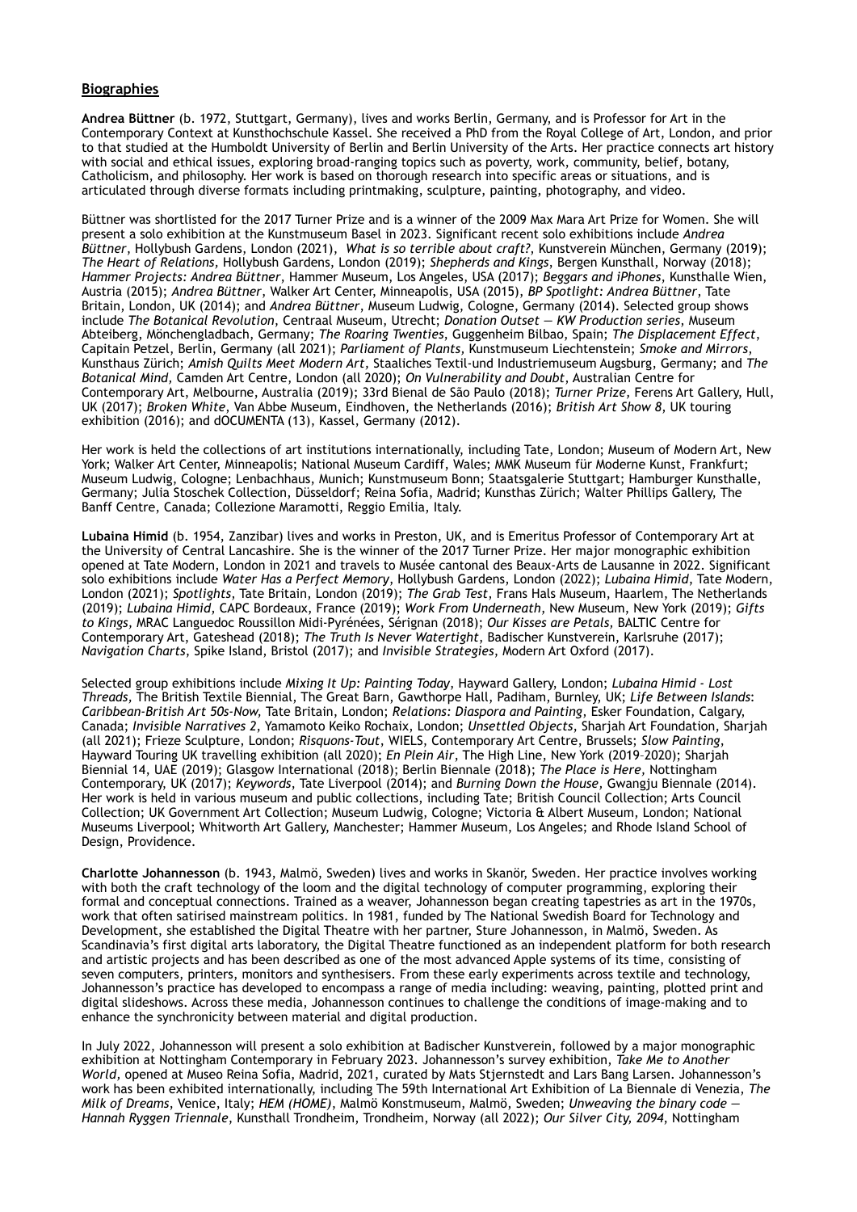## **Biographies**

**Andrea Büttner** (b. 1972, Stuttgart, Germany), lives and works Berlin, Germany, and is Professor for Art in the Contemporary Context at Kunsthochschule Kassel. She received a PhD from the Royal College of Art, London, and prior to that studied at the Humboldt University of Berlin and Berlin University of the Arts. Her practice connects art history with social and ethical issues, exploring broad-ranging topics such as poverty, work, community, belief, botany, Catholicism, and philosophy. Her work is based on thorough research into specific areas or situations, and is articulated through diverse formats including printmaking, sculpture, painting, photography, and video.

Büttner was shortlisted for the 2017 Turner Prize and is a winner of the 2009 Max Mara Art Prize for Women. She will present a solo exhibition at the Kunstmuseum Basel in 2023. Significant recent solo exhibitions include *Andrea Büttner*, Hollybush Gardens, London (2021), *What is so terrible about craft?*, Kunstverein München, Germany (2019); *The Heart of Relations,* Hollybush Gardens, London (2019); *Shepherds and Kings*, Bergen Kunsthall, Norway (2018); *Hammer Projects: Andrea Büttner*, Hammer Museum, Los Angeles, USA (2017); *Beggars and iPhones*, Kunsthalle Wien, Austria (2015); *Andrea Büttner*, Walker Art Center, Minneapolis, USA (2015), *BP Spotlight: Andrea Büttner*, Tate Britain, London, UK (2014); and *Andrea Büttner*, Museum Ludwig, Cologne, Germany (2014). Selected group shows include *The Botanical Revolution*, Centraal Museum, Utrecht; *Donation Outset — KW Production series*, Museum Abteiberg, Mönchengladbach, Germany; *The Roaring Twenties*, Guggenheim Bilbao, Spain; *The Displacement Effect*, Capitain Petzel, Berlin, Germany (all 2021); *Parliament of Plants*, Kunstmuseum Liechtenstein; *Smoke and Mirrors*, Kunsthaus Zürich; *Amish Quilts Meet Modern Art,* Staaliches Textil-und Industriemuseum Augsburg, Germany; and *The Botanical Mind,* Camden Art Centre, London (all 2020); *On Vulnerability and Doubt*, Australian Centre for Contemporary Art, Melbourne, Australia (2019); 33rd Bienal de São Paulo (2018); *Turner Prize*, Ferens Art Gallery, Hull, UK (2017); *Broken White*, Van Abbe Museum, Eindhoven, the Netherlands (2016); *British Art Show 8*, UK touring exhibition (2016); and dOCUMENTA (13), Kassel, Germany (2012).

Her work is held the collections of art institutions internationally, including Tate, London; Museum of Modern Art, New York; Walker Art Center, Minneapolis; National Museum Cardiff, Wales; MMK Museum für Moderne Kunst, Frankfurt; Museum Ludwig, Cologne; Lenbachhaus, Munich; Kunstmuseum Bonn; Staatsgalerie Stuttgart; Hamburger Kunsthalle, Germany; Julia Stoschek Collection, Düsseldorf; Reina Sofia, Madrid; Kunsthas Zürich; Walter Phillips Gallery, The Banff Centre, Canada; Collezione Maramotti, Reggio Emilia, Italy.

**Lubaina Himid** (b. 1954, Zanzibar) lives and works in Preston, UK, and is Emeritus Professor of Contemporary Art at the University of Central Lancashire. She is the winner of the 2017 Turner Prize. Her major monographic exhibition opened at Tate Modern, London in 2021 and travels to Musée cantonal des Beaux-Arts de Lausanne in 2022. Significant solo exhibitions include *Water Has a Perfect Memory*, Hollybush Gardens, London (2022); *Lubaina Himid*, Tate Modern, London (2021); *Spotlights*, Tate Britain, London (2019); *The Grab Test*, Frans Hals Museum, Haarlem, The Netherlands (2019); *Lubaina Himid*, CAPC Bordeaux, France (2019); *Work From Underneath*, New Museum, New York (2019); *Gifts to Kings,* MRAC Languedoc Roussillon Midi-Pyrénées, Sérignan (2018); *Our Kisses are Petals,* BALTIC Centre for Contemporary Art, Gateshead (2018); *The Truth Is Never Watertight*, Badischer Kunstverein, Karlsruhe (2017); *Navigation Charts*, Spike Island, Bristol (2017); and *Invisible Strategies*, Modern Art Oxford (2017).

Selected group exhibitions include *Mixing It Up: Painting Today*, Hayward Gallery, London; *Lubaina Himid - Lost Threads,* The British Textile Biennial, The Great Barn, Gawthorpe Hall, Padiham, Burnley, UK; *Life Between Islands*: *Caribbean-British Art 50s-Now,* Tate Britain, London; *Relations: Diaspora and Painting*, Esker Foundation, Calgary, Canada; *Invisible Narratives 2*, Yamamoto Keiko Rochaix, London; *Unsettled Objects*, Sharjah Art Foundation, Sharjah (all 2021); Frieze Sculpture, London; *Risquons-Tout*, WIELS, Contemporary Art Centre, Brussels; *Slow Painting*, Hayward Touring UK travelling exhibition (all 2020); *En Plein Air*, The High Line, New York (2019–2020); Sharjah Biennial 14, UAE (2019); Glasgow International (2018); Berlin Biennale (2018); *The Place is Here,* Nottingham Contemporary, UK (2017); *Keywords*, Tate Liverpool (2014); and *Burning Down the House,* Gwangju Biennale (2014). Her work is held in various museum and public collections, including Tate; British Council Collection; Arts Council Collection; UK Government Art Collection; Museum Ludwig, Cologne; Victoria & Albert Museum, London; National Museums Liverpool; Whitworth Art Gallery, Manchester; Hammer Museum, Los Angeles; and Rhode Island School of Design, Providence.

**Charlotte Johannesson** (b. 1943, Malmö, Sweden) lives and works in Skanör, Sweden. Her practice involves working with both the craft technology of the loom and the digital technology of computer programming, exploring their formal and conceptual connections. Trained as a weaver, Johannesson began creating tapestries as art in the 1970s, work that often satirised mainstream politics. In 1981, funded by The National Swedish Board for Technology and Development, she established the Digital Theatre with her partner, Sture Johannesson, in Malmö, Sweden. As Scandinavia's first digital arts laboratory, the Digital Theatre functioned as an independent platform for both research and artistic projects and has been described as one of the most advanced Apple systems of its time, consisting of seven computers, printers, monitors and synthesisers. From these early experiments across textile and technology, Johannesson's practice has developed to encompass a range of media including: weaving, painting, plotted print and digital slideshows. Across these media, Johannesson continues to challenge the conditions of image-making and to enhance the synchronicity between material and digital production.

In July 2022, Johannesson will present a solo exhibition at Badischer Kunstverein, followed by a major monographic exhibition at Nottingham Contemporary in February 2023. Johannesson's survey exhibition, *Take Me to Another World,* opened at Museo Reina Sofia, Madrid, 2021, curated by Mats Stjernstedt and Lars Bang Larsen. Johannesson's work has been exhibited internationally, including The 59th International Art Exhibition of La Biennale di Venezia, *The Milk of Dreams*, Venice, Italy; *HEM (HOME)*, Malmö Konstmuseum, Malmö, Sweden; *Unweaving the binary code — Hannah Ryggen Triennale*, Kunsthall Trondheim, Trondheim, Norway (all 2022); *Our Silver City, 2094*, Nottingham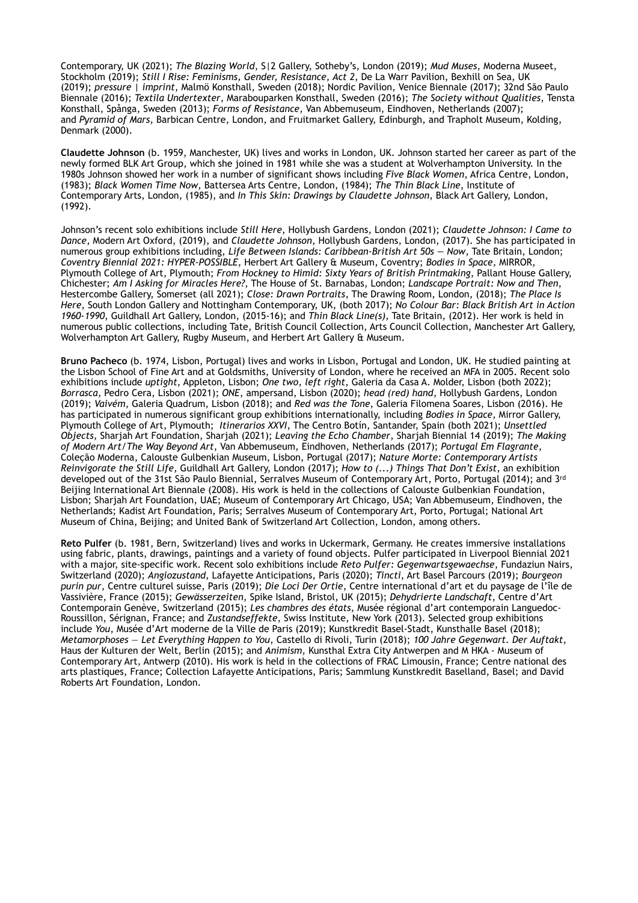Contemporary, UK (2021); *The Blazing World*, S|2 Gallery, Sotheby's, London (2019); *Mud Muses*, Moderna Museet, Stockholm (2019); *Still I Rise: Feminisms, Gender, Resistance, Act 2*, De La Warr Pavilion, Bexhill on Sea, UK (2019); *pressure | imprint*, Malmö Konsthall, Sweden (2018); Nordic Pavilion, Venice Biennale (2017); 32nd São Paulo Biennale (2016); *Textila Undertexter*, Marabouparken Konsthall, Sweden (2016); *The Society without Qualities*, Tensta Konsthall, Spånga, Sweden (2013); *Forms of Resistance*, Van Abbemuseum, Eindhoven, Netherlands (2007); and *Pyramid of Mars*, Barbican Centre, London, and Fruitmarket Gallery, Edinburgh, and Trapholt Museum, Kolding, Denmark (2000).

**Claudette Johnson** (b. 1959, Manchester, UK) lives and works in London, UK. Johnson started her career as part of the newly formed BLK Art Group, which she joined in 1981 while she was a student at Wolverhampton University. In the 1980s Johnson showed her work in a number of significant shows including *Five Black Women*, Africa Centre, London, (1983); *Black Women Time Now*, Battersea Arts Centre, London, (1984); *The Thin Black Line*, Institute of Contemporary Arts, London, (1985), and *In This Skin: Drawings by Claudette Johnson*, Black Art Gallery, London, (1992).

Johnson's recent solo exhibitions include *Still Here*, Hollybush Gardens, London (2021); *Claudette Johnson: I Came to Dance*, Modern Art Oxford, (2019), and *Claudette Johnson*, Hollybush Gardens, London, (2017). She has participated in numerous group exhibitions including, *Life Between Islands: Caribbean-British Art 50s — Now*, Tate Britain, London; *Coventry Biennial 2021: HYPER-POSSIBLE*, Herbert Art Gallery & Museum, Coventry; *Bodies in Space*, MIRROR, Plymouth College of Art, Plymouth; *From Hockney to Himid: Sixty Years of British Printmaking*, Pallant House Gallery, Chichester; *Am I Asking for Miracles Here?*, The House of St. Barnabas, London; *Landscape Portrait: Now and Then*, Hestercombe Gallery, Somerset (all 2021); *Close: Drawn Portraits*, The Drawing Room, London, (2018); *The Place Is Here*, South London Gallery and Nottingham Contemporary, UK, (both 2017); *No Colour Bar: Black British Art in Action 1960-1990*, Guildhall Art Gallery, London, (2015-16); and *Thin Black Line(s)*, Tate Britain, (2012). Her work is held in numerous public collections, including Tate, British Council Collection, Arts Council Collection, Manchester Art Gallery, Wolverhampton Art Gallery, Rugby Museum, and Herbert Art Gallery & Museum.

**Bruno Pacheco** (b. 1974, Lisbon, Portugal) lives and works in Lisbon, Portugal and London, UK. He studied painting at the Lisbon School of Fine Art and at Goldsmiths, University of London, where he received an MFA in 2005. Recent solo exhibitions include *uptight*, Appleton, Lisbon; *One two, left right*, Galeria da Casa A. Molder, Lisbon (both 2022); *Borrasca*, Pedro Cera, Lisbon (2021); *ONE*, ampersand, Lisbon (2020); *head (red) hand*, Hollybush Gardens, London (2019); *Vaivém*, Galeria Quadrum, Lisbon (2018); and *Red was the Tone*, Galeria Filomena Soares, Lisbon (2016). He has participated in numerous significant group exhibitions internationally, including *Bodies in Space*, Mirror Gallery, Plymouth College of Art, Plymouth; *Itinerarios XXVI*, The Centro Botín, Santander, Spain (both 2021); *Unsettled Objects*, Sharjah Art Foundation, Sharjah (2021); *Leaving the Echo Chamber*, Sharjah Biennial 14 (2019); *The Making of Modern Art/The Way Beyond Art*, Van Abbemuseum, Eindhoven, Netherlands (2017); *Portugal Em Flagrante*, Coleção Moderna, Calouste Gulbenkian Museum, Lisbon, Portugal (2017); *Nature Morte: Contemporary Artists Reinvigorate the Still Life*, Guildhall Art Gallery, London (2017); *How to (...) Things That Don't Exist*, an exhibition developed out of the 31st São Paulo Biennial, Serralves Museum of Contemporary Art, Porto, Portugal (2014); and 3rd Beijing International Art Biennale (2008). His work is held in the collections of Calouste Gulbenkian Foundation, Lisbon; Sharjah Art Foundation, UAE; Museum of Contemporary Art Chicago, USA; Van Abbemuseum, Eindhoven, the Netherlands; Kadist Art Foundation, Paris; Serralves Museum of Contemporary Art, Porto, Portugal; National Art Museum of China, Beijing; and United Bank of Switzerland Art Collection, London, among others.

**Reto Pulfer** (b. 1981, Bern, Switzerland) lives and works in Uckermark, Germany. He creates immersive installations using fabric, plants, drawings, paintings and a variety of found objects. Pulfer participated in Liverpool Biennial 2021 with a major, site-specific work. Recent solo exhibitions include *Reto Pulfer: Gegenwartsgewaechse*, Fundaziun Nairs, Switzerland (2020); *Angiozustand*, Lafayette Anticipations, Paris (2020); *Tincti*, Art Basel Parcours (2019); *Bourgeon purin pur*, Centre culturel suisse, Paris (2019); *Die Loci Der Ortie*, Centre international d'art et du paysage de l'île de Vassivière, France (2015); *Gewässerzeiten*, Spike Island, Bristol, UK (2015); *Dehydrierte Landschaft*, Centre d'Art Contemporain Genève, Switzerland (2015); *Les chambres des états*, Musée régional d'art contemporain Languedoc-Roussillon, Sérignan, France; and *Zustandseffekte*, Swiss Institute, New York (2013). Selected group exhibitions include *You*, Musée d'Art moderne de la Ville de Paris (2019); Kunstkredit Basel-Stadt, Kunsthalle Basel (2018); *Metamorphoses — Let Everything Happen to You*, Castello di Rivoli, Turin (2018); *100 Jahre Gegenwart. Der Auftakt*, Haus der Kulturen der Welt, Berlin (2015); and *Animism*, Kunsthal Extra City Antwerpen and M HKA - Museum of Contemporary Art, Antwerp (2010). His work is held in the collections of FRAC Limousin, France; Centre national des arts plastiques, France; Collection Lafayette Anticipations, Paris; Sammlung Kunstkredit Baselland, Basel; and David Roberts Art Foundation, London.